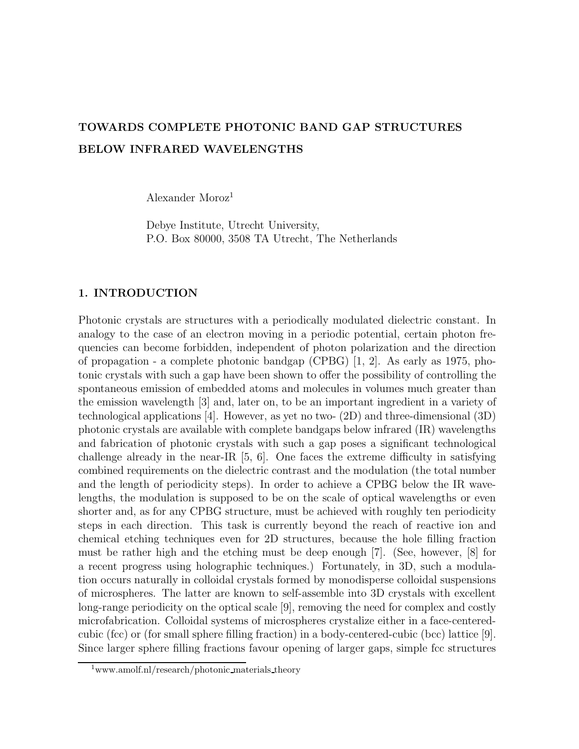# TOWARDS COMPLETE PHOTONIC BAND GAP STRUCTURES BELOW INFRARED WAVELENGTHS

Alexander Moroz[1]

Debye Institute, Utrecht University,
P.O. Box 80000, 3508 TA Utrecht, The Netherlands

## 1. INTRODUCTION

Photonic crystals are structures with a periodically modulated dielectric constant. In analogy to the case of an electron moving in a periodic potential, certain photon frequencies can become forbidden, independent of photon polarization and the direction of propagation - a complete photonic bandgap (CPBG) [1, 2]. As early as 1975, photonic crystals with such a gap have been shown to offer the possibility of controlling the spontaneous emission of embedded atoms and molecules in volumes much greater than the emission wavelength [3] and, later on, to be an important ingredient in a variety of technological applications [4]. However, as yet no two- (2D) and three-dimensional (3D) photonic crystals are available with complete bandgaps below infrared (IR) wavelengths and fabrication of photonic crystals with such a gap poses a significant technological challenge already in the near-IR [5, 6]. One faces the extreme difficulty in satisfying combined requirements on the dielectric contrast and the modulation (the total number and the length of periodicity steps). In order to achieve a CPBG below the IR wavelengths, the modulation is supposed to be on the scale of optical wavelengths or even shorter and, as for any CPBG structure, must be achieved with roughly ten periodicity steps in each direction. This task is currently beyond the reach of reactive ion and chemical etching techniques even for 2D structures, because the hole filling fraction must be rather high and the etching must be deep enough [7]. (See, however, [8] for a recent progress using holographic techniques.) Fortunately, in 3D, such a modulation occurs naturally in colloidal crystals formed by monodisperse colloidal suspensions of microspheres. The latter are known to self-assemble into 3D crystals with excellent long-range periodicity on the optical scale [9], removing the need for complex and costly microfabrication. Colloidal systems of microspheres crystalize either in a face-centered-cubic (fcc) or (for small sphere filling fraction) in a body-centered-cubic (bcc) lattice [9]. Since larger sphere filling fractions favour opening of larger gaps, simple fcc structures

[1] www.amolf.nl/research/photonic_materials_theory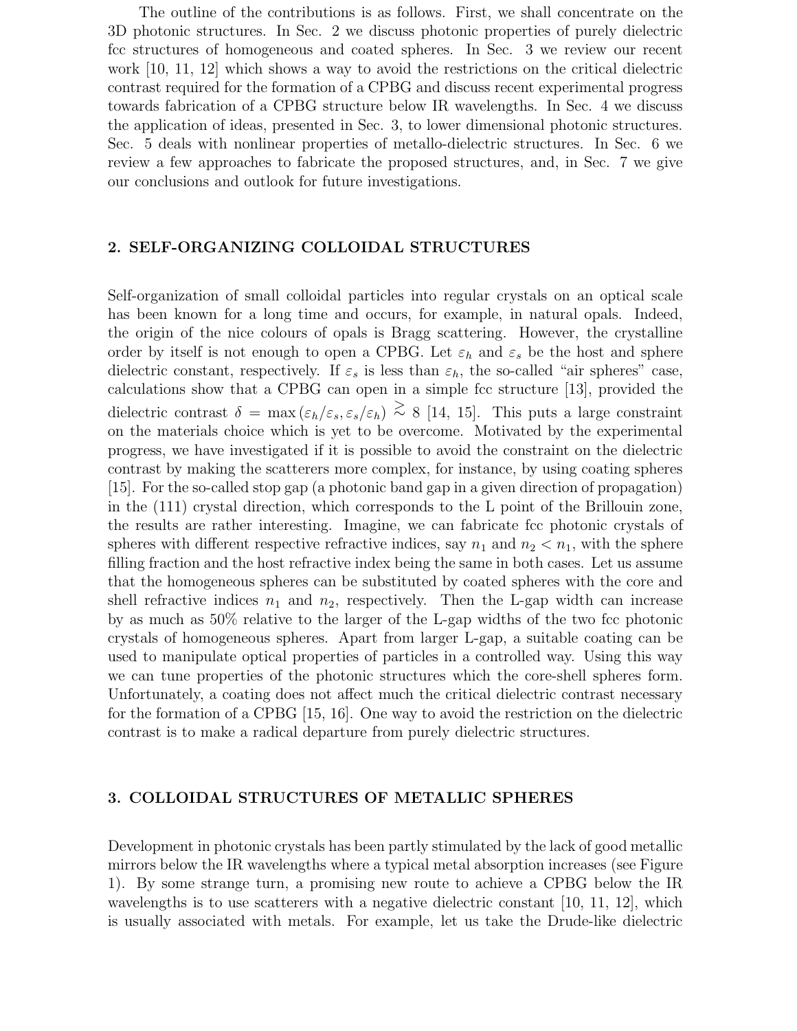The outline of the contributions is as follows. First, we shall concentrate on the 3D photonic structures. In Sec. 2 we discuss photonic properties of purely dielectric fcc structures of homogeneous and coated spheres. In Sec. 3 we review our recent work [10, 11, 12] which shows a way to avoid the restrictions on the critical dielectric contrast required for the formation of a CPBG and discuss recent experimental progress towards fabrication of a CPBG structure below IR wavelengths. In Sec. 4 we discuss the application of ideas, presented in Sec. 3, to lower dimensional photonic structures. Sec. 5 deals with nonlinear properties of metallo-dielectric structures. In Sec. 6 we review a few approaches to fabricate the proposed structures, and, in Sec. 7 we give our conclusions and outlook for future investigations.

## 2. SELF-ORGANIZING COLLOIDAL STRUCTURES

Self-organization of small colloidal particles into regular crystals on an optical scale has been known for a long time and occurs, for example, in natural opals. Indeed, the origin of the nice colours of opals is Bragg scattering. However, the crystalline order by itself is not enough to open a CPBG. Let $\varepsilon_h$ and $\varepsilon_s$ be the host and sphere dielectric constant, respectively. If $\varepsilon_s$ is less than $\varepsilon_h$, the so-called "air spheres" case, calculations show that a CPBG can open in a simple fcc structure [13], provided the dielectric contrast $\delta = \max(\varepsilon_h/\varepsilon_s, \varepsilon_s/\varepsilon_h) \gtrsim 8$ [14, 15]. This puts a large constraint on the materials choice which is yet to be overcome. Motivated by the experimental progress, we have investigated if it is possible to avoid the constraint on the dielectric contrast by making the scatterers more complex, for instance, by using coating spheres [15]. For the so-called stop gap (a photonic band gap in a given direction of propagation) in the (111) crystal direction, which corresponds to the L point of the Brillouin zone, the results are rather interesting. Imagine, we can fabricate fcc photonic crystals of spheres with different respective refractive indices, say $n_1$ and $n_2 < n_1$, with the sphere filling fraction and the host refractive index being the same in both cases. Let us assume that the homogeneous spheres can be substituted by coated spheres with the core and shell refractive indices $n_1$ and $n_2$, respectively. Then the L-gap width can increase by as much as 50% relative to the larger of the L-gap widths of the two fcc photonic crystals of homogeneous spheres. Apart from larger L-gap, a suitable coating can be used to manipulate optical properties of particles in a controlled way. Using this way we can tune properties of the photonic structures which the core-shell spheres form. Unfortunately, a coating does not affect much the critical dielectric contrast necessary for the formation of a CPBG [15, 16]. One way to avoid the restriction on the dielectric contrast is to make a radical departure from purely dielectric structures.

## 3. COLLOIDAL STRUCTURES OF METALLIC SPHERES

Development in photonic crystals has been partly stimulated by the lack of good metallic mirrors below the IR wavelengths where a typical metal absorption increases (see Figure 1). By some strange turn, a promising new route to achieve a CPBG below the IR wavelengths is to use scatterers with a negative dielectric constant [10, 11, 12], which is usually associated with metals. For example, let us take the Drude-like dielectric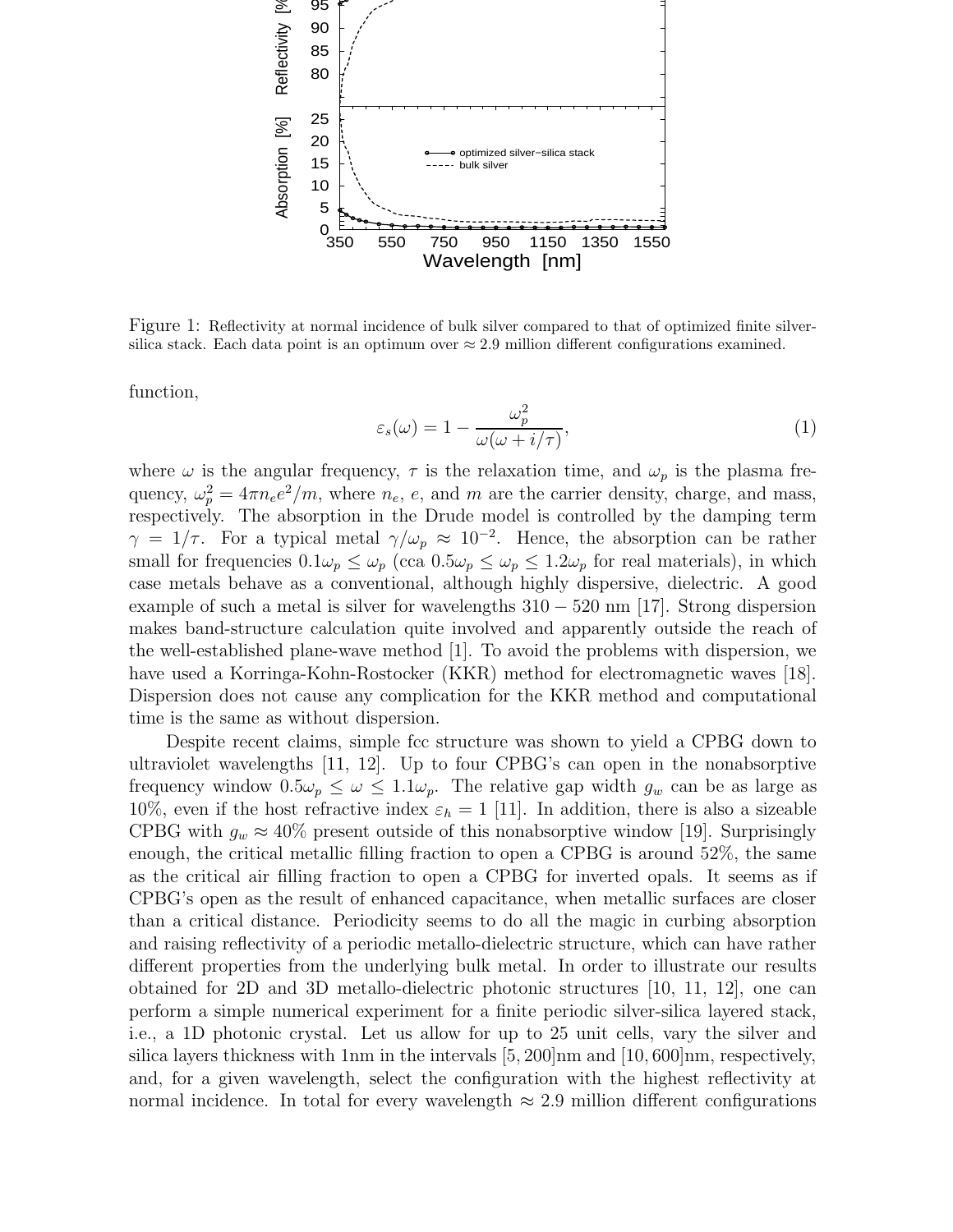Figure 1: Reflectivity at normal incidence of bulk silver compared to that of optimized finite silver-silica stack. Each data point is an optimum over $\approx 2.9$ million different configurations examined.

function,

$$\varepsilon_s(\omega) = 1 - \frac{\omega_p^2}{\omega(\omega + i/\tau)}, \tag{1}$$

where $\omega$ is the angular frequency, $\tau$ is the relaxation time, and $\omega_p$ is the plasma frequency, $\omega_p^2 = 4\pi n_e e^2/m$, where $n_e$, $e$, and $m$ are the carrier density, charge, and mass, respectively. The absorption in the Drude model is controlled by the damping term $\gamma = 1/\tau$. For a typical metal $\gamma/\omega_p \approx 10^{-2}$. Hence, the absorption can be rather small for frequencies $0.1\omega_p \leq \omega_p$ (cca $0.5\omega_p \leq \omega_p \leq 1.2\omega_p$ for real materials), in which case metals behave as a conventional, although highly dispersive, dielectric. A good example of such a metal is silver for wavelengths $310 - 520$ nm [17]. Strong dispersion makes band-structure calculation quite involved and apparently outside the reach of the well-established plane-wave method [1]. To avoid the problems with dispersion, we have used a Korringa-Kohn-Rostocker (KKR) method for electromagnetic waves [18]. Dispersion does not cause any complication for the KKR method and computational time is the same as without dispersion.

Despite recent claims, simple fcc structure was shown to yield a CPBG down to ultraviolet wavelengths [11, 12]. Up to four CPBG's can open in the nonabsorptive frequency window $0.5\omega_p \leq \omega \leq 1.1\omega_p$. The relative gap width $g_w$ can be as large as 10%, even if the host refractive index $\varepsilon_h = 1$ [11]. In addition, there is also a sizeable CPBG with $g_w \approx 40\%$ present outside of this nonabsorptive window [19]. Surprisingly enough, the critical metallic filling fraction to open a CPBG is around 52%, the same as the critical air filling fraction to open a CPBG for inverted opals. It seems as if CPBG's open as the result of enhanced capacitance, when metallic surfaces are closer than a critical distance. Periodicity seems to do all the magic in curbing absorption and raising reflectivity of a periodic metallo-dielectric structure, which can have rather different properties from the underlying bulk metal. In order to illustrate our results obtained for 2D and 3D metallo-dielectric photonic structures [10, 11, 12], one can perform a simple numerical experiment for a finite periodic silver-silica layered stack, i.e., a 1D photonic crystal. Let us allow for up to 25 unit cells, vary the silver and silica layers thickness with 1nm in the intervals $[5, 200]$nm and $[10, 600]$nm, respectively, and, for a given wavelength, select the configuration with the highest reflectivity at normal incidence. In total for every wavelength $\approx 2.9$ million different configurations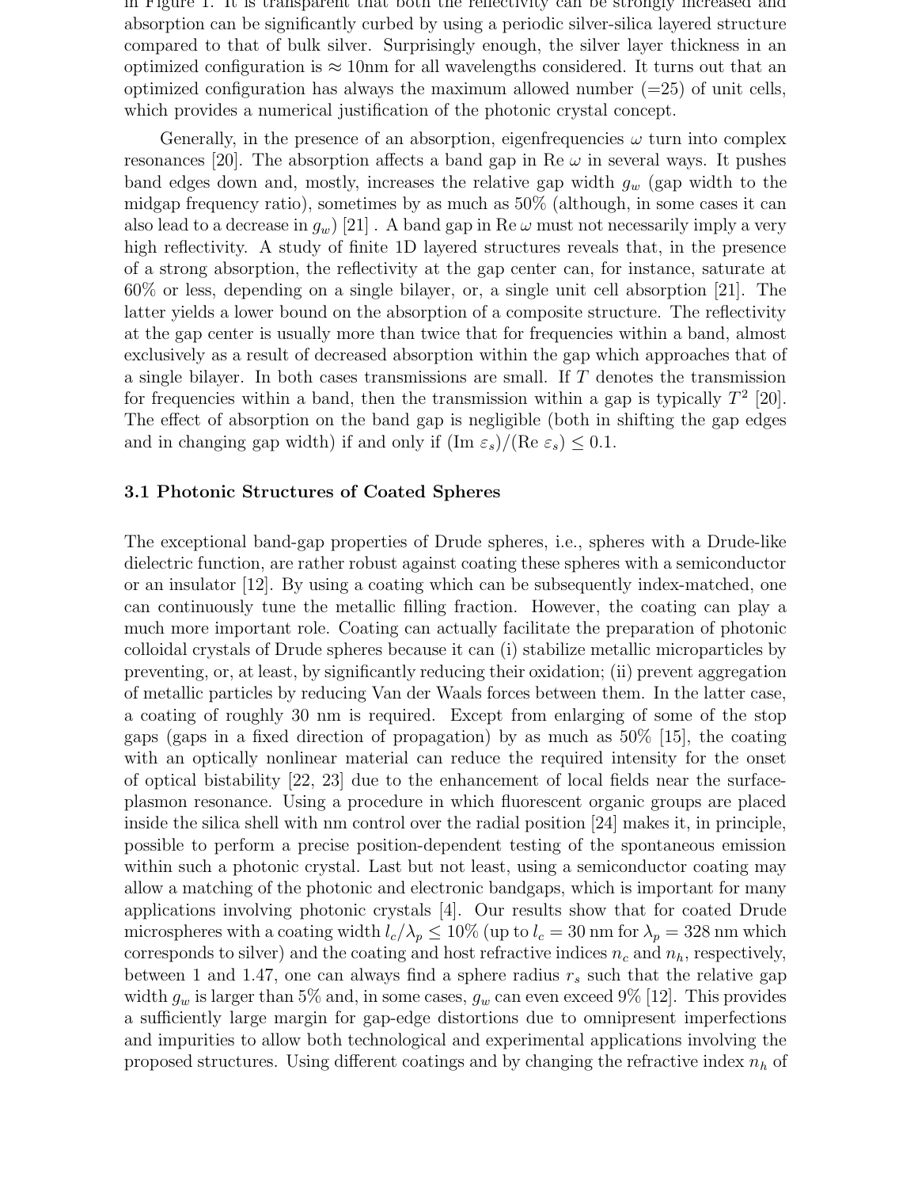in Figure 1. It is transparent that both the reflectivity can be strongly increased and absorption can be significantly curbed by using a periodic silver-silica layered structure compared to that of bulk silver. Surprisingly enough, the silver layer thickness in an optimized configuration is $\approx$ 10nm for all wavelengths considered. It turns out that an optimized configuration has always the maximum allowed number (=25) of unit cells, which provides a numerical justification of the photonic crystal concept.

Generally, in the presence of an absorption, eigenfrequencies $\omega$ turn into complex resonances [20]. The absorption affects a band gap in Re $\omega$ in several ways. It pushes band edges down and, mostly, increases the relative gap width $g_w$ (gap width to the midgap frequency ratio), sometimes by as much as 50% (although, in some cases it can also lead to a decrease in $g_w$) [21] . A band gap in Re $\omega$ must not necessarily imply a very high reflectivity. A study of finite 1D layered structures reveals that, in the presence of a strong absorption, the reflectivity at the gap center can, for instance, saturate at 60% or less, depending on a single bilayer, or, a single unit cell absorption [21]. The latter yields a lower bound on the absorption of a composite structure. The reflectivity at the gap center is usually more than twice that for frequencies within a band, almost exclusively as a result of decreased absorption within the gap which approaches that of a single bilayer. In both cases transmissions are small. If $T$ denotes the transmission for frequencies within a band, then the transmission within a gap is typically $T^2$ [20]. The effect of absorption on the band gap is negligible (both in shifting the gap edges and in changing gap width) if and only if $(\mathrm{Im}\ \varepsilon_s)/(\mathrm{Re}\ \varepsilon_s) \leq 0.1$.

### 3.1 Photonic Structures of Coated Spheres

The exceptional band-gap properties of Drude spheres, i.e., spheres with a Drude-like dielectric function, are rather robust against coating these spheres with a semiconductor or an insulator [12]. By using a coating which can be subsequently index-matched, one can continuously tune the metallic filling fraction. However, the coating can play a much more important role. Coating can actually facilitate the preparation of photonic colloidal crystals of Drude spheres because it can (i) stabilize metallic microparticles by preventing, or, at least, by significantly reducing their oxidation; (ii) prevent aggregation of metallic particles by reducing Van der Waals forces between them. In the latter case, a coating of roughly 30 nm is required. Except from enlarging of some of the stop gaps (gaps in a fixed direction of propagation) by as much as 50% [15], the coating with an optically nonlinear material can reduce the required intensity for the onset of optical bistability [22, 23] due to the enhancement of local fields near the surface-plasmon resonance. Using a procedure in which fluorescent organic groups are placed inside the silica shell with nm control over the radial position [24] makes it, in principle, possible to perform a precise position-dependent testing of the spontaneous emission within such a photonic crystal. Last but not least, using a semiconductor coating may allow a matching of the photonic and electronic bandgaps, which is important for many applications involving photonic crystals [4]. Our results show that for coated Drude microspheres with a coating width $l_c/\lambda_p \leq 10\%$ (up to $l_c = 30$ nm for $\lambda_p = 328$ nm which corresponds to silver) and the coating and host refractive indices $n_c$ and $n_h$, respectively, between 1 and 1.47, one can always find a sphere radius $r_s$ such that the relative gap width $g_w$ is larger than 5% and, in some cases, $g_w$ can even exceed 9% [12]. This provides a sufficiently large margin for gap-edge distortions due to omnipresent imperfections and impurities to allow both technological and experimental applications involving the proposed structures. Using different coatings and by changing the refractive index $n_h$ of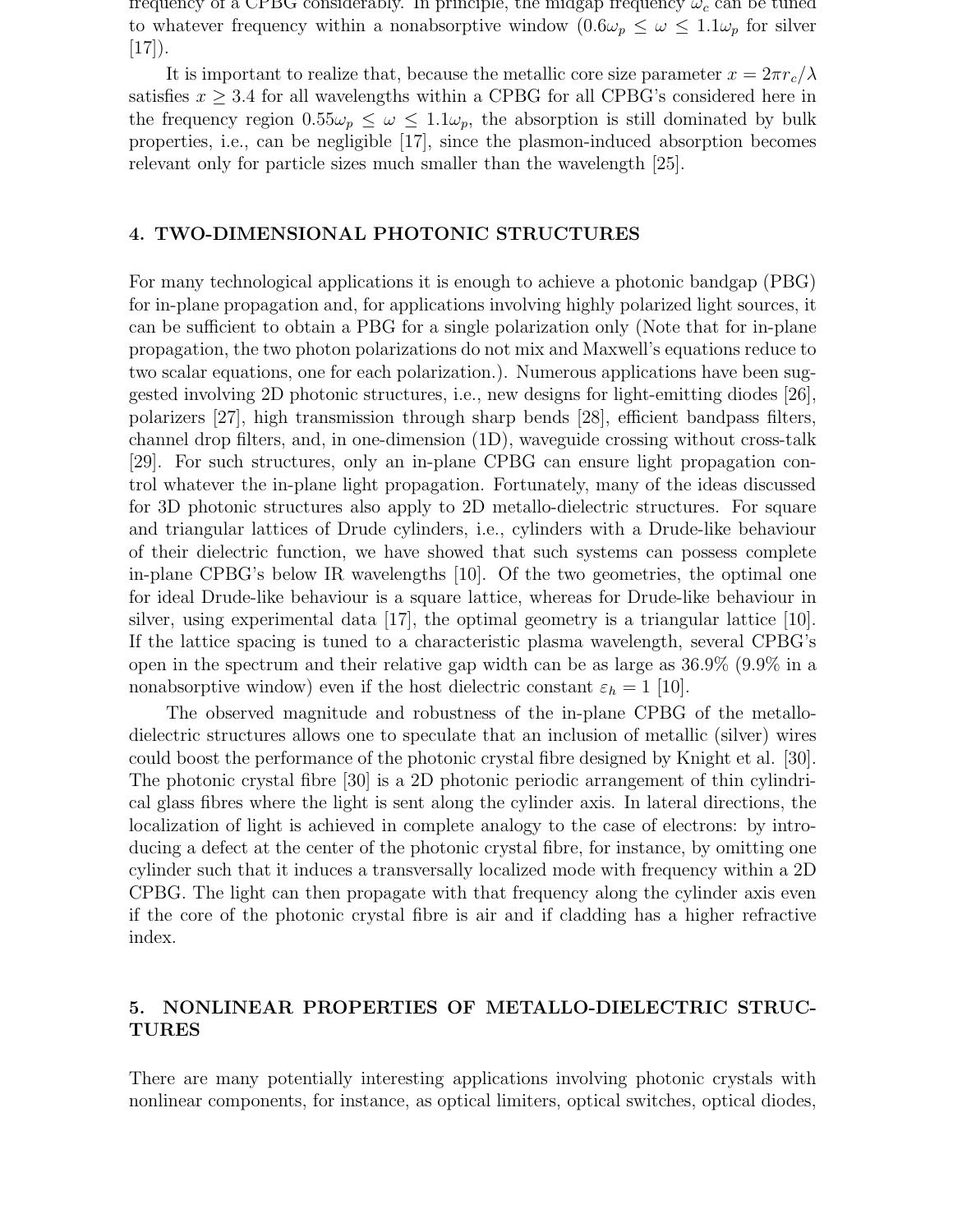frequency of a CPBG considerably. In principle, the midgap frequency $\omega_c$ can be tuned to whatever frequency within a nonabsorptive window ($0.6\omega_p \leq \omega \leq 1.1\omega_p$ for silver [17]).

It is important to realize that, because the metallic core size parameter $x = 2\pi r_c/\lambda$ satisfies $x \geq 3.4$ for all wavelengths within a CPBG for all CPBG's considered here in the frequency region $0.55\omega_p \leq \omega \leq 1.1\omega_p$, the absorption is still dominated by bulk properties, i.e., can be negligible [17], since the plasmon-induced absorption becomes relevant only for particle sizes much smaller than the wavelength [25].

## 4. TWO-DIMENSIONAL PHOTONIC STRUCTURES

For many technological applications it is enough to achieve a photonic bandgap (PBG) for in-plane propagation and, for applications involving highly polarized light sources, it can be sufficient to obtain a PBG for a single polarization only (Note that for in-plane propagation, the two photon polarizations do not mix and Maxwell's equations reduce to two scalar equations, one for each polarization.). Numerous applications have been suggested involving 2D photonic structures, i.e., new designs for light-emitting diodes [26], polarizers [27], high transmission through sharp bends [28], efficient bandpass filters, channel drop filters, and, in one-dimension (1D), waveguide crossing without cross-talk [29]. For such structures, only an in-plane CPBG can ensure light propagation control whatever the in-plane light propagation. Fortunately, many of the ideas discussed for 3D photonic structures also apply to 2D metallo-dielectric structures. For square and triangular lattices of Drude cylinders, i.e., cylinders with a Drude-like behaviour of their dielectric function, we have showed that such systems can possess complete in-plane CPBG's below IR wavelengths [10]. Of the two geometries, the optimal one for ideal Drude-like behaviour is a square lattice, whereas for Drude-like behaviour in silver, using experimental data [17], the optimal geometry is a triangular lattice [10]. If the lattice spacing is tuned to a characteristic plasma wavelength, several CPBG's open in the spectrum and their relative gap width can be as large as 36.9% (9.9% in a nonabsorptive window) even if the host dielectric constant $\varepsilon_h = 1$ [10].

The observed magnitude and robustness of the in-plane CPBG of the metallo-dielectric structures allows one to speculate that an inclusion of metallic (silver) wires could boost the performance of the photonic crystal fibre designed by Knight et al. [30]. The photonic crystal fibre [30] is a 2D photonic periodic arrangement of thin cylindrical glass fibres where the light is sent along the cylinder axis. In lateral directions, the localization of light is achieved in complete analogy to the case of electrons: by introducing a defect at the center of the photonic crystal fibre, for instance, by omitting one cylinder such that it induces a transversally localized mode with frequency within a 2D CPBG. The light can then propagate with that frequency along the cylinder axis even if the core of the photonic crystal fibre is air and if cladding has a higher refractive index.

## 5. NONLINEAR PROPERTIES OF METALLO-DIELECTRIC STRUCTURES

There are many potentially interesting applications involving photonic crystals with nonlinear components, for instance, as optical limiters, optical switches, optical diodes,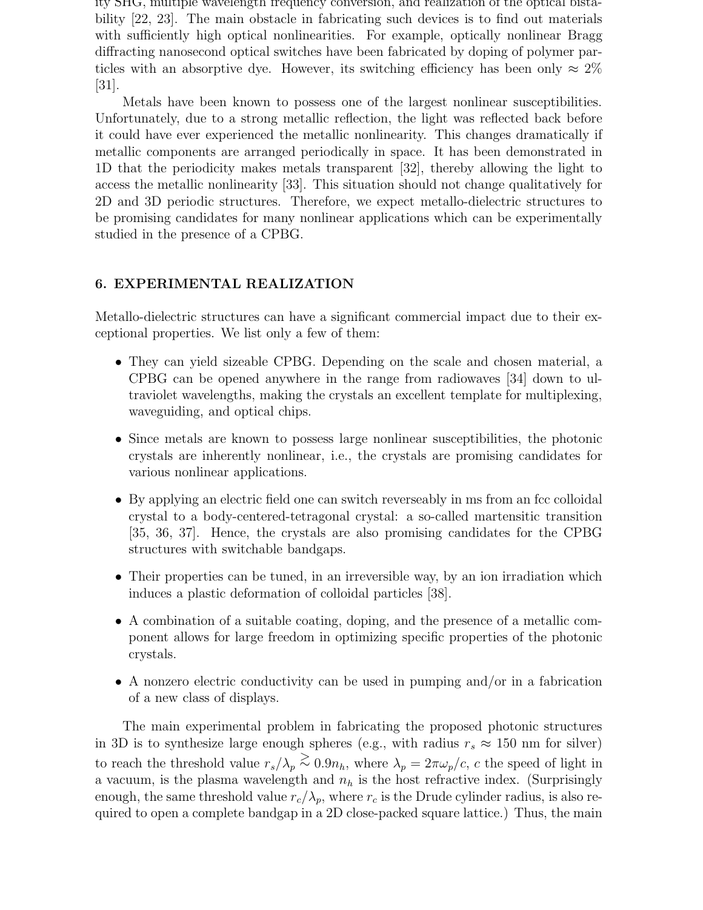ity SHG, multiple wavelength frequency conversion, and realization of the optical bistability [22, 23]. The main obstacle in fabricating such devices is to find out materials with sufficiently high optical nonlinearities. For example, optically nonlinear Bragg diffracting nanosecond optical switches have been fabricated by doping of polymer particles with an absorptive dye. However, its switching efficiency has been only $\approx 2\%$ [31].

Metals have been known to possess one of the largest nonlinear susceptibilities. Unfortunately, due to a strong metallic reflection, the light was reflected back before it could have ever experienced the metallic nonlinearity. This changes dramatically if metallic components are arranged periodically in space. It has been demonstrated in 1D that the periodicity makes metals transparent [32], thereby allowing the light to access the metallic nonlinearity [33]. This situation should not change qualitatively for 2D and 3D periodic structures. Therefore, we expect metallo-dielectric structures to be promising candidates for many nonlinear applications which can be experimentally studied in the presence of a CPBG.

## 6. EXPERIMENTAL REALIZATION

Metallo-dielectric structures can have a significant commercial impact due to their exceptional properties. We list only a few of them:

- They can yield sizeable CPBG. Depending on the scale and chosen material, a CPBG can be opened anywhere in the range from radiowaves [34] down to ultraviolet wavelengths, making the crystals an excellent template for multiplexing, waveguiding, and optical chips.
- Since metals are known to possess large nonlinear susceptibilities, the photonic crystals are inherently nonlinear, i.e., the crystals are promising candidates for various nonlinear applications.
- By applying an electric field one can switch reverseably in ms from an fcc colloidal crystal to a body-centered-tetragonal crystal: a so-called martensitic transition [35, 36, 37]. Hence, the crystals are also promising candidates for the CPBG structures with switchable bandgaps.
- Their properties can be tuned, in an irreversible way, by an ion irradiation which induces a plastic deformation of colloidal particles [38].
- A combination of a suitable coating, doping, and the presence of a metallic component allows for large freedom in optimizing specific properties of the photonic crystals.
- A nonzero electric conductivity can be used in pumping and/or in a fabrication of a new class of displays.

The main experimental problem in fabricating the proposed photonic structures in 3D is to synthesize large enough spheres (e.g., with radius $r_s \approx 150$ nm for silver) to reach the threshold value $r_s/\lambda_p \gtrsim 0.9 n_h$, where $\lambda_p = 2\pi\omega_p/c$, $c$ the speed of light in a vacuum, is the plasma wavelength and $n_h$ is the host refractive index. (Surprisingly enough, the same threshold value $r_c/\lambda_p$, where $r_c$ is the Drude cylinder radius, is also required to open a complete bandgap in a 2D close-packed square lattice.) Thus, the main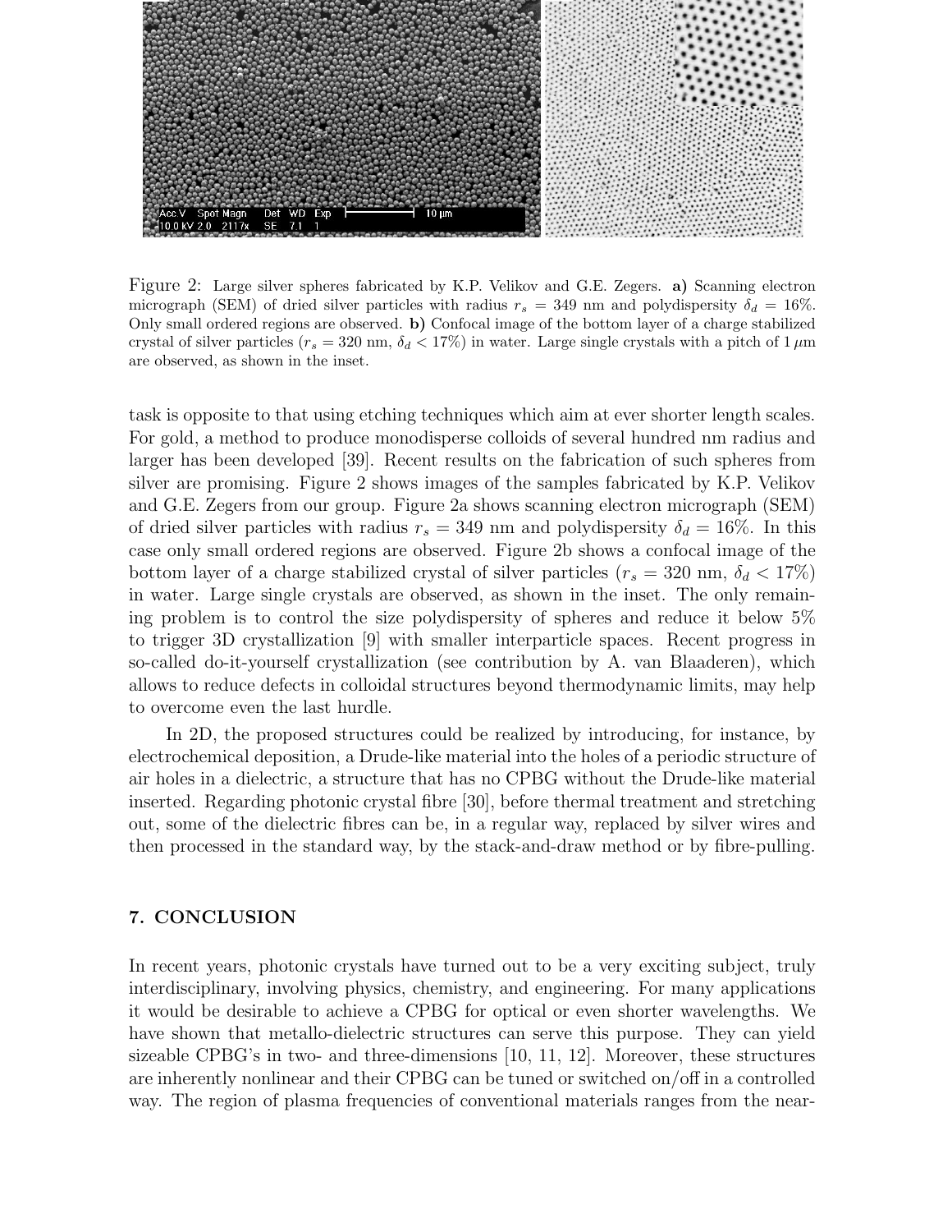Figure 2: Large silver spheres fabricated by K.P. Velikov and G.E. Zegers. **a)** Scanning electron micrograph (SEM) of dried silver particles with radius $r_s = 349$ nm and polydispersity $\delta_d = 16\%$. Only small ordered regions are observed. **b)** Confocal image of the bottom layer of a charge stabilized crystal of silver particles ($r_s = 320$ nm, $\delta_d < 17\%$) in water. Large single crystals with a pitch of 1 $\mu$m are observed, as shown in the inset.

task is opposite to that using etching techniques which aim at ever shorter length scales. For gold, a method to produce monodisperse colloids of several hundred nm radius and larger has been developed [39]. Recent results on the fabrication of such spheres from silver are promising. Figure 2 shows images of the samples fabricated by K.P. Velikov and G.E. Zegers from our group. Figure 2a shows scanning electron micrograph (SEM) of dried silver particles with radius $r_s = 349$ nm and polydispersity $\delta_d = 16\%$. In this case only small ordered regions are observed. Figure 2b shows a confocal image of the bottom layer of a charge stabilized crystal of silver particles ($r_s = 320$ nm, $\delta_d < 17\%$) in water. Large single crystals are observed, as shown in the inset. The only remaining problem is to control the size polydispersity of spheres and reduce it below 5% to trigger 3D crystallization [9] with smaller interparticle spaces. Recent progress in so-called do-it-yourself crystallization (see contribution by A. van Blaaderen), which allows to reduce defects in colloidal structures beyond thermodynamic limits, may help to overcome even the last hurdle.

In 2D, the proposed structures could be realized by introducing, for instance, by electrochemical deposition, a Drude-like material into the holes of a periodic structure of air holes in a dielectric, a structure that has no CPBG without the Drude-like material inserted. Regarding photonic crystal fibre [30], before thermal treatment and stretching out, some of the dielectric fibres can be, in a regular way, replaced by silver wires and then processed in the standard way, by the stack-and-draw method or by fibre-pulling.

## 7. CONCLUSION

In recent years, photonic crystals have turned out to be a very exciting subject, truly interdisciplinary, involving physics, chemistry, and engineering. For many applications it would be desirable to achieve a CPBG for optical or even shorter wavelengths. We have shown that metallo-dielectric structures can serve this purpose. They can yield sizeable CPBG's in two- and three-dimensions [10, 11, 12]. Moreover, these structures are inherently nonlinear and their CPBG can be tuned or switched on/off in a controlled way. The region of plasma frequencies of conventional materials ranges from the near-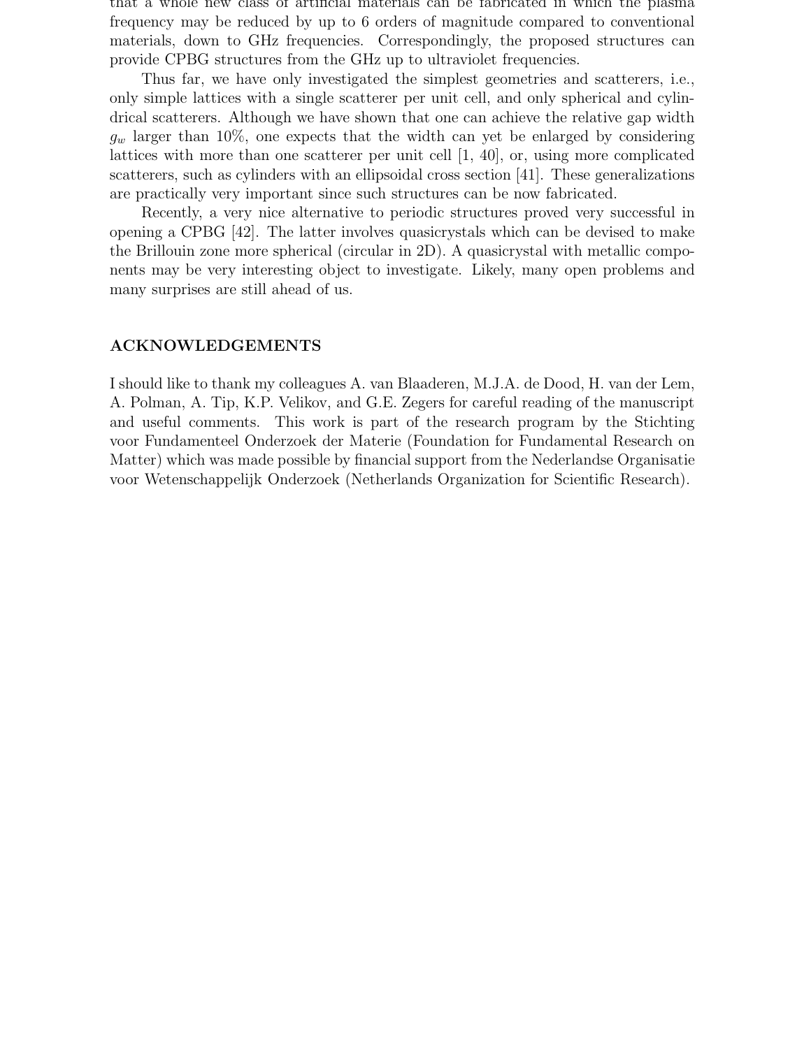that a whole new class of artificial materials can be fabricated in which the plasma frequency may be reduced by up to 6 orders of magnitude compared to conventional materials, down to GHz frequencies. Correspondingly, the proposed structures can provide CPBG structures from the GHz up to ultraviolet frequencies.

Thus far, we have only investigated the simplest geometries and scatterers, i.e., only simple lattices with a single scatterer per unit cell, and only spherical and cylindrical scatterers. Although we have shown that one can achieve the relative gap width $g_w$ larger than 10%, one expects that the width can yet be enlarged by considering lattices with more than one scatterer per unit cell [1, 40], or, using more complicated scatterers, such as cylinders with an ellipsoidal cross section [41]. These generalizations are practically very important since such structures can be now fabricated.

Recently, a very nice alternative to periodic structures proved very successful in opening a CPBG [42]. The latter involves quasicrystals which can be devised to make the Brillouin zone more spherical (circular in 2D). A quasicrystal with metallic components may be very interesting object to investigate. Likely, many open problems and many surprises are still ahead of us.

## ACKNOWLEDGEMENTS

I should like to thank my colleagues A. van Blaaderen, M.J.A. de Dood, H. van der Lem, A. Polman, A. Tip, K.P. Velikov, and G.E. Zegers for careful reading of the manuscript and useful comments. This work is part of the research program by the Stichting voor Fundamenteel Onderzoek der Materie (Foundation for Fundamental Research on Matter) which was made possible by financial support from the Nederlandse Organisatie voor Wetenschappelijk Onderzoek (Netherlands Organization for Scientific Research).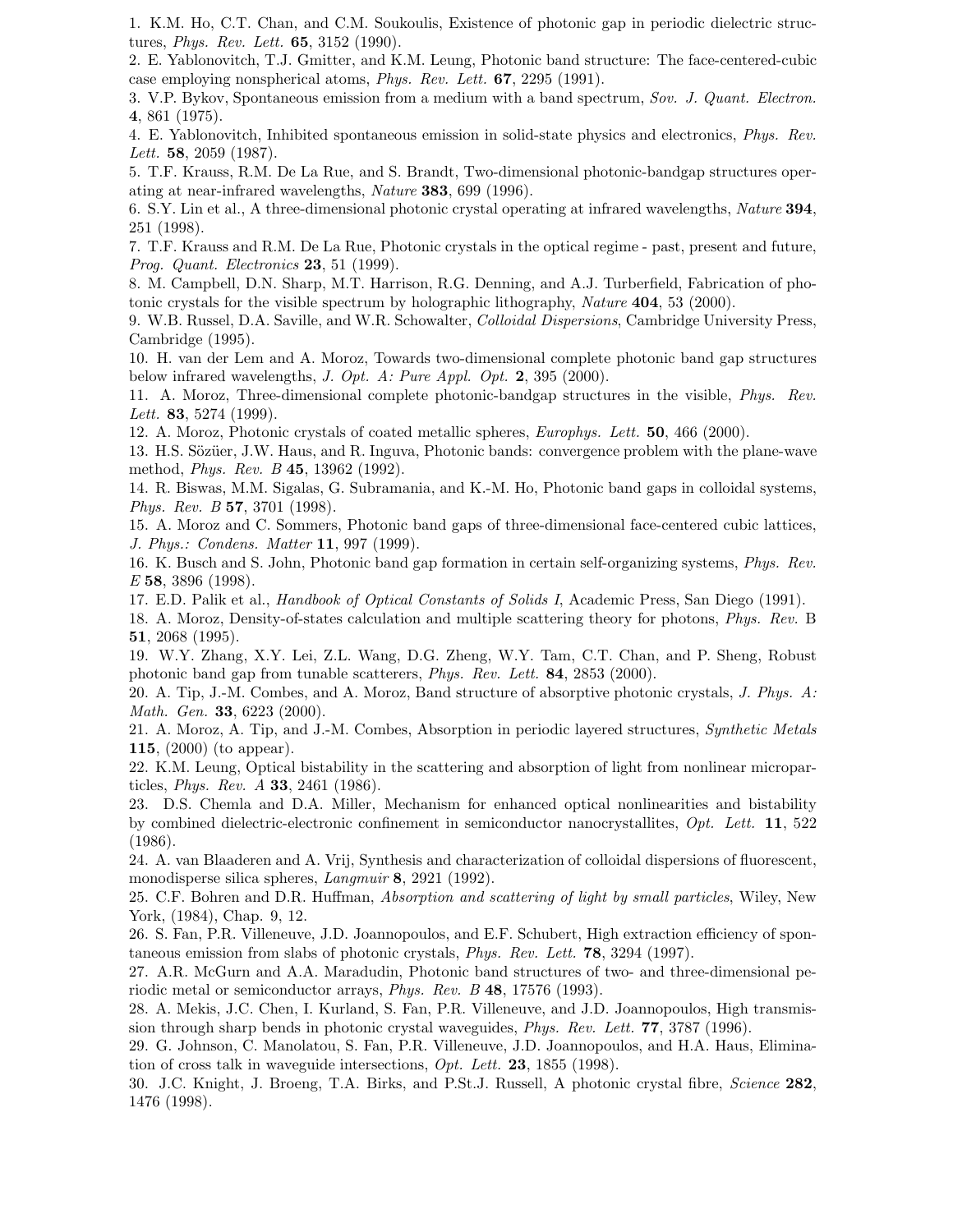1. K.M. Ho, C.T. Chan, and C.M. Soukoulis, Existence of photonic gap in periodic dielectric structures, *Phys. Rev. Lett.* **65**, 3152 (1990).
2. E. Yablonovitch, T.J. Gmitter, and K.M. Leung, Photonic band structure: The face-centered-cubic case employing nonspherical atoms, *Phys. Rev. Lett.* **67**, 2295 (1991).
3. V.P. Bykov, Spontaneous emission from a medium with a band spectrum, *Sov. J. Quant. Electron.* **4**, 861 (1975).
4. E. Yablonovitch, Inhibited spontaneous emission in solid-state physics and electronics, *Phys. Rev. Lett.* **58**, 2059 (1987).
5. T.F. Krauss, R.M. De La Rue, and S. Brandt, Two-dimensional photonic-bandgap structures operating at near-infrared wavelengths, *Nature* **383**, 699 (1996).
6. S.Y. Lin et al., A three-dimensional photonic crystal operating at infrared wavelengths, *Nature* **394**, 251 (1998).
7. T.F. Krauss and R.M. De La Rue, Photonic crystals in the optical regime - past, present and future, *Prog. Quant. Electronics* **23**, 51 (1999).
8. M. Campbell, D.N. Sharp, M.T. Harrison, R.G. Denning, and A.J. Turberfield, Fabrication of photonic crystals for the visible spectrum by holographic lithography, *Nature* **404**, 53 (2000).
9. W.B. Russel, D.A. Saville, and W.R. Schowalter, *Colloidal Dispersions*, Cambridge University Press, Cambridge (1995).
10. H. van der Lem and A. Moroz, Towards two-dimensional complete photonic band gap structures below infrared wavelengths, *J. Opt. A: Pure Appl. Opt.* **2**, 395 (2000).
11. A. Moroz, Three-dimensional complete photonic-bandgap structures in the visible, *Phys. Rev. Lett.* **83**, 5274 (1999).
12. A. Moroz, Photonic crystals of coated metallic spheres, *Europhys. Lett.* **50**, 466 (2000).
13. H.S. Sözüer, J.W. Haus, and R. Inguva, Photonic bands: convergence problem with the plane-wave method, *Phys. Rev. B* **45**, 13962 (1992).
14. R. Biswas, M.M. Sigalas, G. Subramania, and K.-M. Ho, Photonic band gaps in colloidal systems, *Phys. Rev. B* **57**, 3701 (1998).
15. A. Moroz and C. Sommers, Photonic band gaps of three-dimensional face-centered cubic lattices, *J. Phys.: Condens. Matter* **11**, 997 (1999).
16. K. Busch and S. John, Photonic band gap formation in certain self-organizing systems, *Phys. Rev. E* **58**, 3896 (1998).
17. E.D. Palik et al., *Handbook of Optical Constants of Solids I*, Academic Press, San Diego (1991).
18. A. Moroz, Density-of-states calculation and multiple scattering theory for photons, *Phys. Rev.* B **51**, 2068 (1995).
19. W.Y. Zhang, X.Y. Lei, Z.L. Wang, D.G. Zheng, W.Y. Tam, C.T. Chan, and P. Sheng, Robust photonic band gap from tunable scatterers, *Phys. Rev. Lett.* **84**, 2853 (2000).
20. A. Tip, J.-M. Combes, and A. Moroz, Band structure of absorptive photonic crystals, *J. Phys. A: Math. Gen.* **33**, 6223 (2000).
21. A. Moroz, A. Tip, and J.-M. Combes, Absorption in periodic layered structures, *Synthetic Metals* **115**, (2000) (to appear).
22. K.M. Leung, Optical bistability in the scattering and absorption of light from nonlinear microparticles, *Phys. Rev. A* **33**, 2461 (1986).
23. D.S. Chemla and D.A. Miller, Mechanism for enhanced optical nonlinearities and bistability by combined dielectric-electronic confinement in semiconductor nanocrystallites, *Opt. Lett.* **11**, 522 (1986).
24. A. van Blaaderen and A. Vrij, Synthesis and characterization of colloidal dispersions of fluorescent, monodisperse silica spheres, *Langmuir* **8**, 2921 (1992).
25. C.F. Bohren and D.R. Huffman, *Absorption and scattering of light by small particles*, Wiley, New York, (1984), Chap. 9, 12.
26. S. Fan, P.R. Villeneuve, J.D. Joannopoulos, and E.F. Schubert, High extraction efficiency of spontaneous emission from slabs of photonic crystals, *Phys. Rev. Lett.* **78**, 3294 (1997).
27. A.R. McGurn and A.A. Maradudin, Photonic band structures of two- and three-dimensional periodic metal or semiconductor arrays, *Phys. Rev. B* **48**, 17576 (1993).
28. A. Mekis, J.C. Chen, I. Kurland, S. Fan, P.R. Villeneuve, and J.D. Joannopoulos, High transmission through sharp bends in photonic crystal waveguides, *Phys. Rev. Lett.* **77**, 3787 (1996).
29. G. Johnson, C. Manolatou, S. Fan, P.R. Villeneuve, J.D. Joannopoulos, and H.A. Haus, Elimination of cross talk in waveguide intersections, *Opt. Lett.* **23**, 1855 (1998).
30. J.C. Knight, J. Broeng, T.A. Birks, and P.St.J. Russell, A photonic crystal fibre, *Science* **282**, 1476 (1998).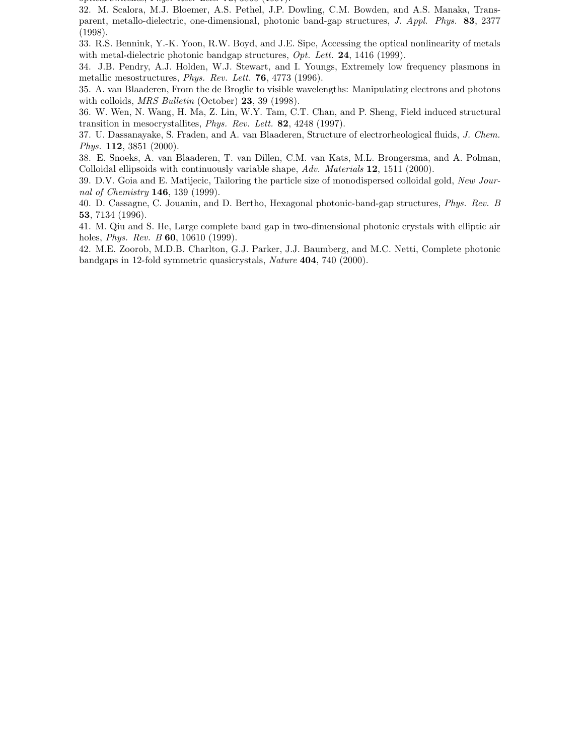32. M. Scalora, M.J. Bloemer, A.S. Pethel, J.P. Dowling, C.M. Bowden, and A.S. Manaka, Transparent, metallo-dielectric, one-dimensional, photonic band-gap structures, *J. Appl. Phys.* **83**, 2377 (1998).

33. R.S. Bennink, Y.-K. Yoon, R.W. Boyd, and J.E. Sipe, Accessing the optical nonlinearity of metals with metal-dielectric photonic bandgap structures, *Opt. Lett.* **24**, 1416 (1999).

34. J.B. Pendry, A.J. Holden, W.J. Stewart, and I. Youngs, Extremely low frequency plasmons in metallic mesostructures, *Phys. Rev. Lett.* **76**, 4773 (1996).

35. A. van Blaaderen, From the de Broglie to visible wavelengths: Manipulating electrons and photons with colloids, *MRS Bulletin* (October) **23**, 39 (1998).

36. W. Wen, N. Wang, H. Ma, Z. Lin, W.Y. Tam, C.T. Chan, and P. Sheng, Field induced structural transition in mesocrystallites, *Phys. Rev. Lett.* **82**, 4248 (1997).

37. U. Dassanayake, S. Fraden, and A. van Blaaderen, Structure of electrorheological fluids, *J. Chem. Phys.* **112**, 3851 (2000).

38. E. Snoeks, A. van Blaaderen, T. van Dillen, C.M. van Kats, M.L. Brongersma, and A. Polman, Colloidal ellipsoids with continuously variable shape, *Adv. Materials* **12**, 1511 (2000).

39. D.V. Goia and E. Matijecic, Tailoring the particle size of monodispersed colloidal gold, *New Journal of Chemistry* **146**, 139 (1999).

40. D. Cassagne, C. Jouanin, and D. Bertho, Hexagonal photonic-band-gap structures, *Phys. Rev. B* **53**, 7134 (1996).

41. M. Qiu and S. He, Large complete band gap in two-dimensional photonic crystals with elliptic air holes, *Phys. Rev. B* **60**, 10610 (1999).

42. M.E. Zoorob, M.D.B. Charlton, G.J. Parker, J.J. Baumberg, and M.C. Netti, Complete photonic bandgaps in 12-fold symmetric quasicrystals, *Nature* **404**, 740 (2000).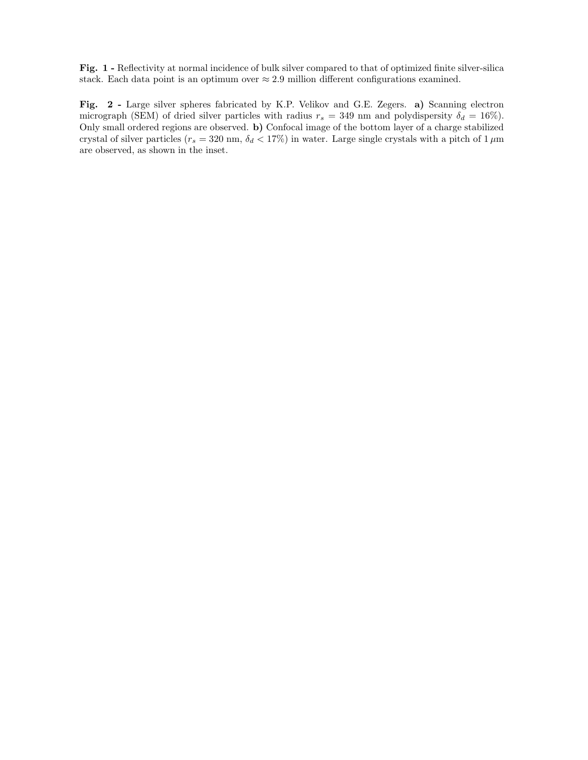**Fig. 1 -** Reflectivity at normal incidence of bulk silver compared to that of optimized finite silver-silica stack. Each data point is an optimum over $\approx 2.9$ million different configurations examined.

**Fig. 2 -** Large silver spheres fabricated by K.P. Velikov and G.E. Zegers. **a)** Scanning electron micrograph (SEM) of dried silver particles with radius $r_s = 349$ nm and polydispersity $\delta_d = 16\%$). Only small ordered regions are observed. **b)** Confocal image of the bottom layer of a charge stabilized crystal of silver particles ($r_s = 320$ nm, $\delta_d < 17\%$) in water. Large single crystals with a pitch of $1\,\mu$m are observed, as shown in the inset.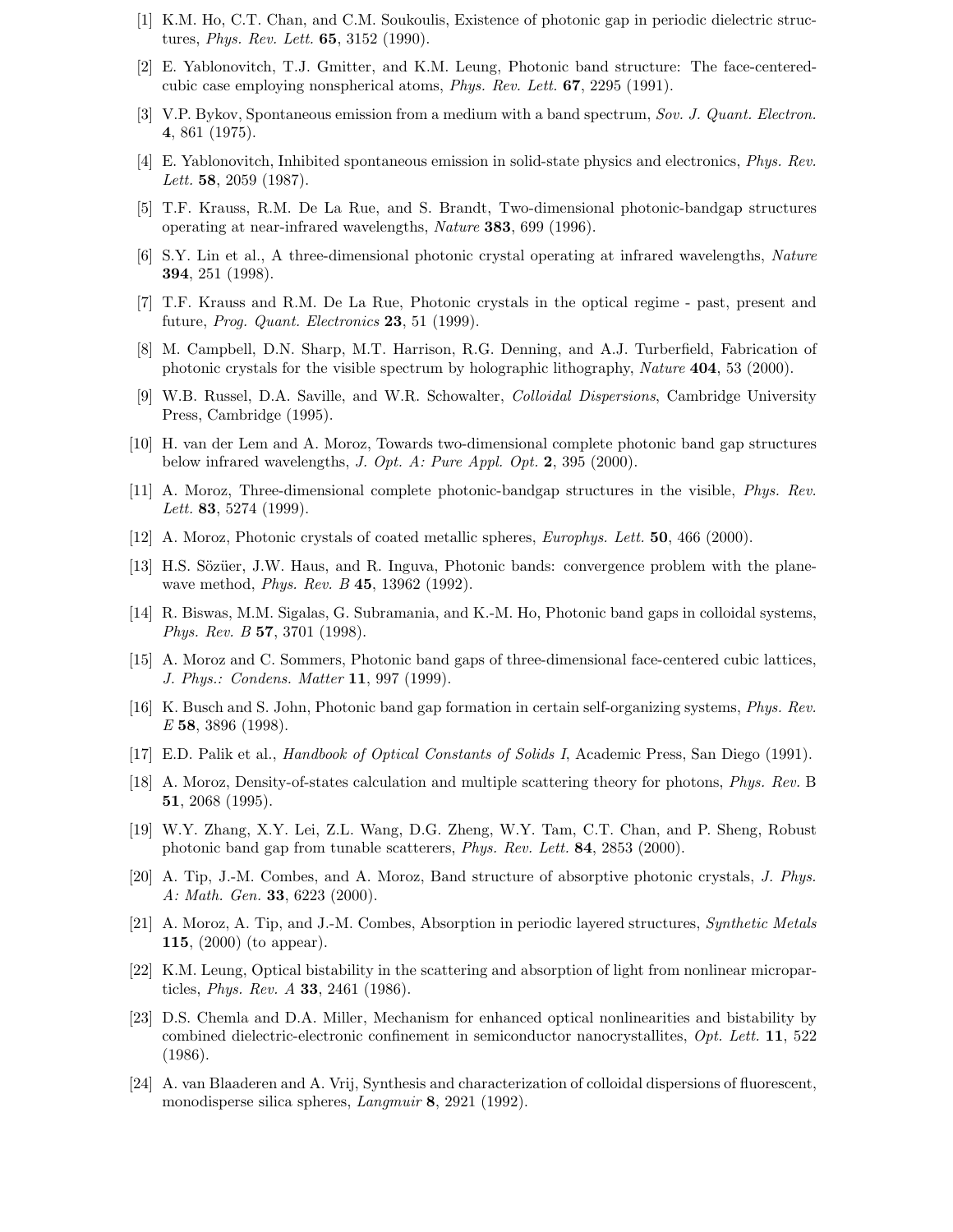[1] K.M. Ho, C.T. Chan, and C.M. Soukoulis, Existence of photonic gap in periodic dielectric structures, *Phys. Rev. Lett.* **65**, 3152 (1990).

[2] E. Yablonovitch, T.J. Gmitter, and K.M. Leung, Photonic band structure: The face-centered-cubic case employing nonspherical atoms, *Phys. Rev. Lett.* **67**, 2295 (1991).

[3] V.P. Bykov, Spontaneous emission from a medium with a band spectrum, *Sov. J. Quant. Electron.* **4**, 861 (1975).

[4] E. Yablonovitch, Inhibited spontaneous emission in solid-state physics and electronics, *Phys. Rev. Lett.* **58**, 2059 (1987).

[5] T.F. Krauss, R.M. De La Rue, and S. Brandt, Two-dimensional photonic-bandgap structures operating at near-infrared wavelengths, *Nature* **383**, 699 (1996).

[6] S.Y. Lin et al., A three-dimensional photonic crystal operating at infrared wavelengths, *Nature* **394**, 251 (1998).

[7] T.F. Krauss and R.M. De La Rue, Photonic crystals in the optical regime - past, present and future, *Prog. Quant. Electronics* **23**, 51 (1999).

[8] M. Campbell, D.N. Sharp, M.T. Harrison, R.G. Denning, and A.J. Turberfield, Fabrication of photonic crystals for the visible spectrum by holographic lithography, *Nature* **404**, 53 (2000).

[9] W.B. Russel, D.A. Saville, and W.R. Schowalter, *Colloidal Dispersions*, Cambridge University Press, Cambridge (1995).

[10] H. van der Lem and A. Moroz, Towards two-dimensional complete photonic band gap structures below infrared wavelengths, *J. Opt. A: Pure Appl. Opt.* **2**, 395 (2000).

[11] A. Moroz, Three-dimensional complete photonic-bandgap structures in the visible, *Phys. Rev. Lett.* **83**, 5274 (1999).

[12] A. Moroz, Photonic crystals of coated metallic spheres, *Europhys. Lett.* **50**, 466 (2000).

[13] H.S. Sözüer, J.W. Haus, and R. Inguva, Photonic bands: convergence problem with the plane-wave method, *Phys. Rev. B* **45**, 13962 (1992).

[14] R. Biswas, M.M. Sigalas, G. Subramania, and K.-M. Ho, Photonic band gaps in colloidal systems, *Phys. Rev. B* **57**, 3701 (1998).

[15] A. Moroz and C. Sommers, Photonic band gaps of three-dimensional face-centered cubic lattices, *J. Phys.: Condens. Matter* **11**, 997 (1999).

[16] K. Busch and S. John, Photonic band gap formation in certain self-organizing systems, *Phys. Rev. E* **58**, 3896 (1998).

[17] E.D. Palik et al., *Handbook of Optical Constants of Solids I*, Academic Press, San Diego (1991).

[18] A. Moroz, Density-of-states calculation and multiple scattering theory for photons, *Phys. Rev.* B **51**, 2068 (1995).

[19] W.Y. Zhang, X.Y. Lei, Z.L. Wang, D.G. Zheng, W.Y. Tam, C.T. Chan, and P. Sheng, Robust photonic band gap from tunable scatterers, *Phys. Rev. Lett.* **84**, 2853 (2000).

[20] A. Tip, J.-M. Combes, and A. Moroz, Band structure of absorptive photonic crystals, *J. Phys. A: Math. Gen.* **33**, 6223 (2000).

[21] A. Moroz, A. Tip, and J.-M. Combes, Absorption in periodic layered structures, *Synthetic Metals* **115**, (2000) (to appear).

[22] K.M. Leung, Optical bistability in the scattering and absorption of light from nonlinear microparticles, *Phys. Rev. A* **33**, 2461 (1986).

[23] D.S. Chemla and D.A. Miller, Mechanism for enhanced optical nonlinearities and bistability by combined dielectric-electronic confinement in semiconductor nanocrystallites, *Opt. Lett.* **11**, 522 (1986).

[24] A. van Blaaderen and A. Vrij, Synthesis and characterization of colloidal dispersions of fluorescent, monodisperse silica spheres, *Langmuir* **8**, 2921 (1992).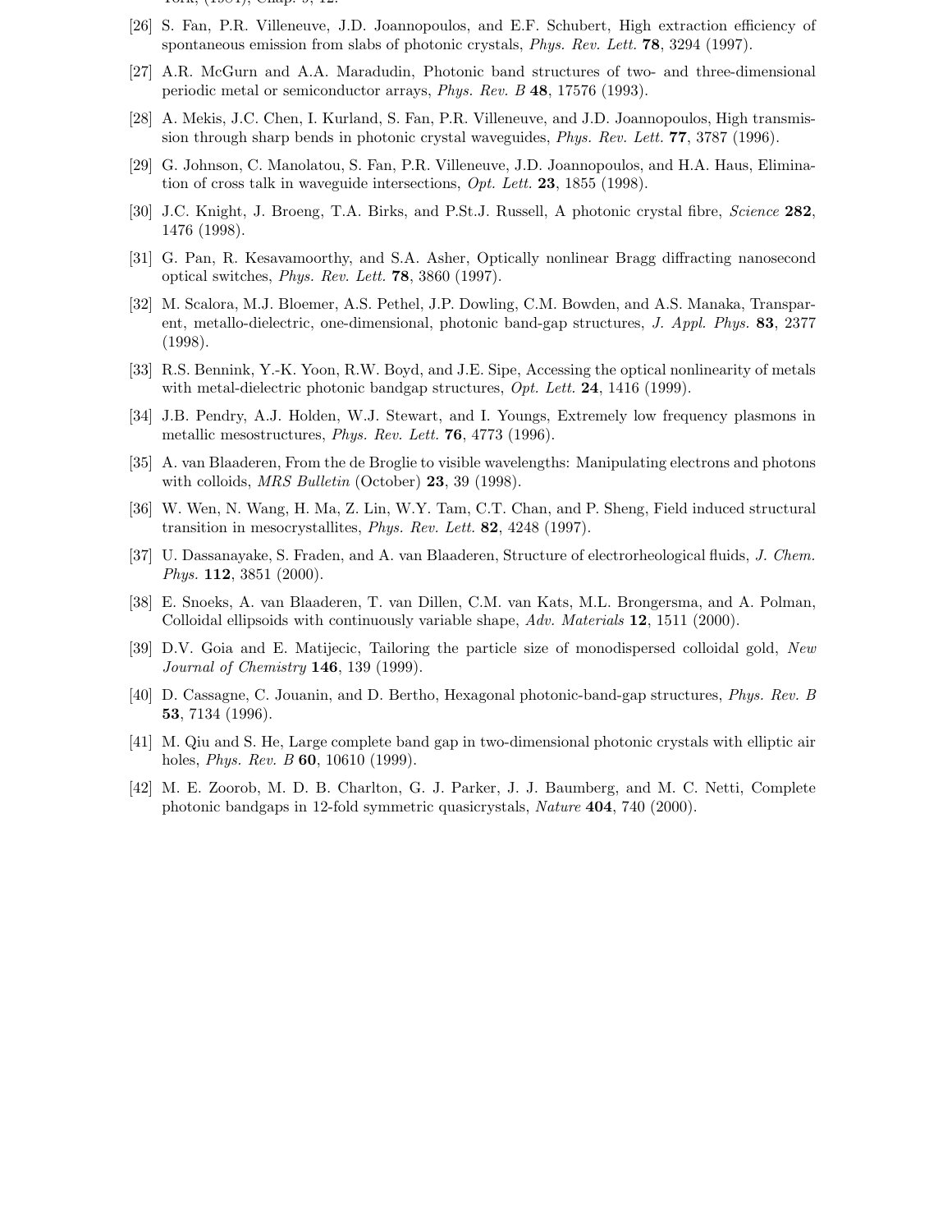York, (1981), Chap. 9, 12.

[26] S. Fan, P.R. Villeneuve, J.D. Joannopoulos, and E.F. Schubert, High extraction efficiency of spontaneous emission from slabs of photonic crystals, *Phys. Rev. Lett.* **78**, 3294 (1997).

[27] A.R. McGurn and A.A. Maradudin, Photonic band structures of two- and three-dimensional periodic metal or semiconductor arrays, *Phys. Rev. B* **48**, 17576 (1993).

[28] A. Mekis, J.C. Chen, I. Kurland, S. Fan, P.R. Villeneuve, and J.D. Joannopoulos, High transmission through sharp bends in photonic crystal waveguides, *Phys. Rev. Lett.* **77**, 3787 (1996).

[29] G. Johnson, C. Manolatou, S. Fan, P.R. Villeneuve, J.D. Joannopoulos, and H.A. Haus, Elimination of cross talk in waveguide intersections, *Opt. Lett.* **23**, 1855 (1998).

[30] J.C. Knight, J. Broeng, T.A. Birks, and P.St.J. Russell, A photonic crystal fibre, *Science* **282**, 1476 (1998).

[31] G. Pan, R. Kesavamoorthy, and S.A. Asher, Optically nonlinear Bragg diffracting nanosecond optical switches, *Phys. Rev. Lett.* **78**, 3860 (1997).

[32] M. Scalora, M.J. Bloemer, A.S. Pethel, J.P. Dowling, C.M. Bowden, and A.S. Manaka, Transparent, metallo-dielectric, one-dimensional, photonic band-gap structures, *J. Appl. Phys.* **83**, 2377 (1998).

[33] R.S. Bennink, Y.-K. Yoon, R.W. Boyd, and J.E. Sipe, Accessing the optical nonlinearity of metals with metal-dielectric photonic bandgap structures, *Opt. Lett.* **24**, 1416 (1999).

[34] J.B. Pendry, A.J. Holden, W.J. Stewart, and I. Youngs, Extremely low frequency plasmons in metallic mesostructures, *Phys. Rev. Lett.* **76**, 4773 (1996).

[35] A. van Blaaderen, From the de Broglie to visible wavelengths: Manipulating electrons and photons with colloids, *MRS Bulletin* (October) **23**, 39 (1998).

[36] W. Wen, N. Wang, H. Ma, Z. Lin, W.Y. Tam, C.T. Chan, and P. Sheng, Field induced structural transition in mesocrystallites, *Phys. Rev. Lett.* **82**, 4248 (1997).

[37] U. Dassanayake, S. Fraden, and A. van Blaaderen, Structure of electrorheological fluids, *J. Chem. Phys.* **112**, 3851 (2000).

[38] E. Snoeks, A. van Blaaderen, T. van Dillen, C.M. van Kats, M.L. Brongersma, and A. Polman, Colloidal ellipsoids with continuously variable shape, *Adv. Materials* **12**, 1511 (2000).

[39] D.V. Goia and E. Matijecic, Tailoring the particle size of monodispersed colloidal gold, *New Journal of Chemistry* **146**, 139 (1999).

[40] D. Cassagne, C. Jouanin, and D. Bertho, Hexagonal photonic-band-gap structures, *Phys. Rev. B* **53**, 7134 (1996).

[41] M. Qiu and S. He, Large complete band gap in two-dimensional photonic crystals with elliptic air holes, *Phys. Rev. B* **60**, 10610 (1999).

[42] M. E. Zoorob, M. D. B. Charlton, G. J. Parker, J. J. Baumberg, and M. C. Netti, Complete photonic bandgaps in 12-fold symmetric quasicrystals, *Nature* **404**, 740 (2000).